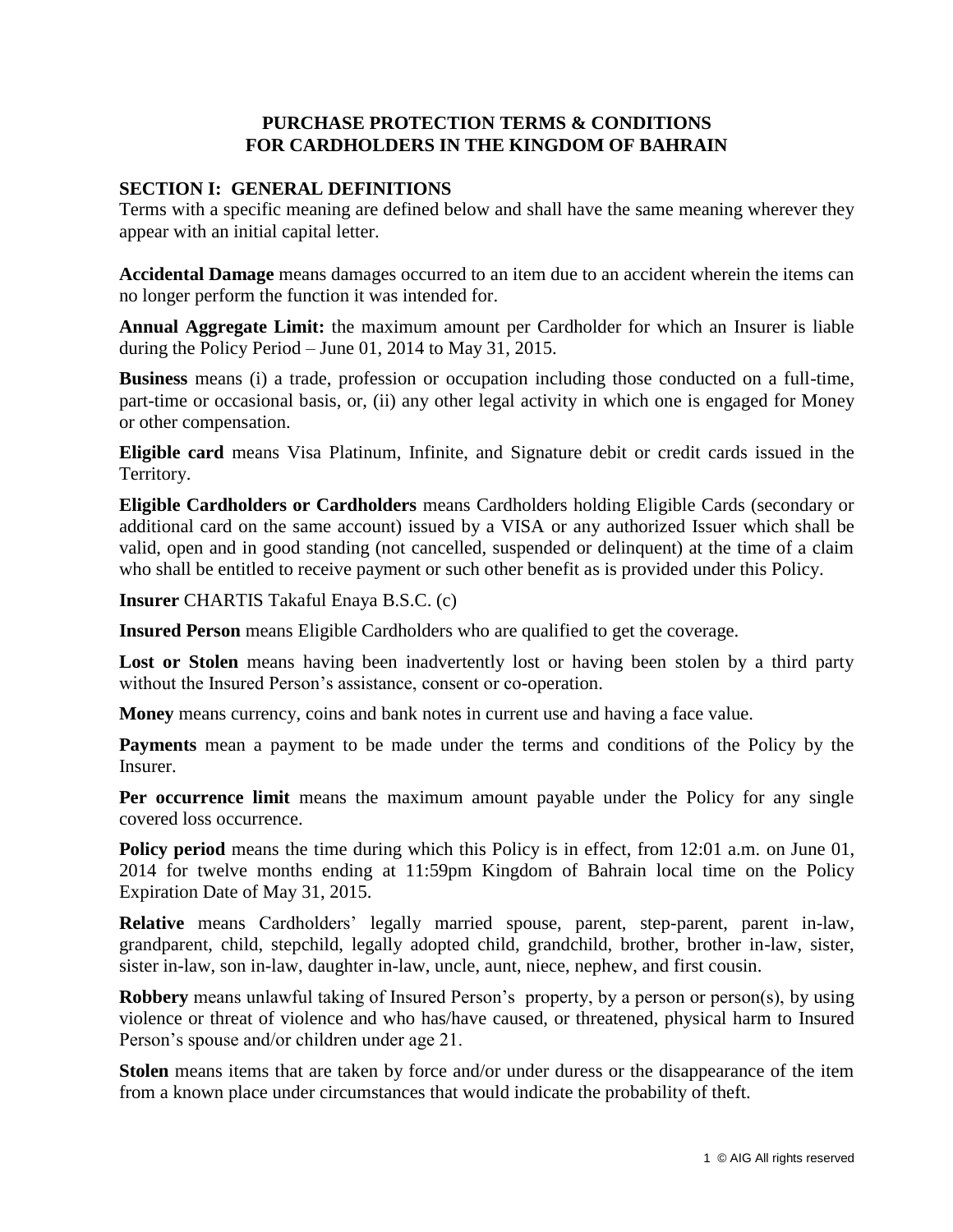# PURCHASE PROTECTION TERMS & CONDITIONS FOR CARDHOLDERS IN THE KINGDOM OF BAHRAIN

## SECTION I: GENERAL DEFINITIONS

Terms with a specific meaning are defined below and shall have the same meaning wherever they appear with an initial capital letter.

**Accidental Damage** means damages occurred to an item due to an accident wherein the items can no longer perform the function it was intended for.

**Annual Aggregate Limit:** the maximum amount per Cardholder for which an Insurer is liable during the Policy Period – June 01, 2014 to May 31, 2015.

**Business** means (i) a trade, profession or occupation including those conducted on a full-time, part-time or occasional basis, or, (ii) any other legal activity in which one is engaged for Money or other compensation.

**Eligible card** means Visa Platinum, Infinite, and Signature debit or credit cards issued in the Territory.

**Eligible Cardholders or Cardholders** means Cardholders holding Eligible Cards (secondary or additional card on the same account) issued by a VISA or any authorized Issuer which shall be valid, open and in good standing (not cancelled, suspended or delinquent) at the time of a claim who shall be entitled to receive payment or such other benefit as is provided under this Policy.

**Insurer** CHARTIS Takaful Enaya B.S.C. (c)

**Insured Person** means Eligible Cardholders who are qualified to get the coverage.

**Lost or Stolen** means having been inadvertently lost or having been stolen by a third party without the Insured Person's assistance, consent or co-operation.

**Money** means currency, coins and bank notes in current use and having a face value.

**Payments** mean a payment to be made under the terms and conditions of the Policy by the Insurer.

**Per occurrence limit** means the maximum amount payable under the Policy for any single covered loss occurrence.

**Policy period** means the time during which this Policy is in effect, from 12:01 a.m. on June 01, 2014 for twelve months ending at 11:59pm Kingdom of Bahrain local time on the Policy Expiration Date of May 31, 2015.

**Relative** means Cardholders' legally married spouse, parent, step-parent, parent in-law, grandparent, child, stepchild, legally adopted child, grandchild, brother, brother in-law, sister, sister in-law, son in-law, daughter in-law, uncle, aunt, niece, nephew, and first cousin.

**Robbery** means unlawful taking of Insured Person's property, by a person or person(s), by using violence or threat of violence and who has/have caused, or threatened, physical harm to Insured Person's spouse and/or children under age 21.

**Stolen** means items that are taken by force and/or under duress or the disappearance of the item from a known place under circumstances that would indicate the probability of theft.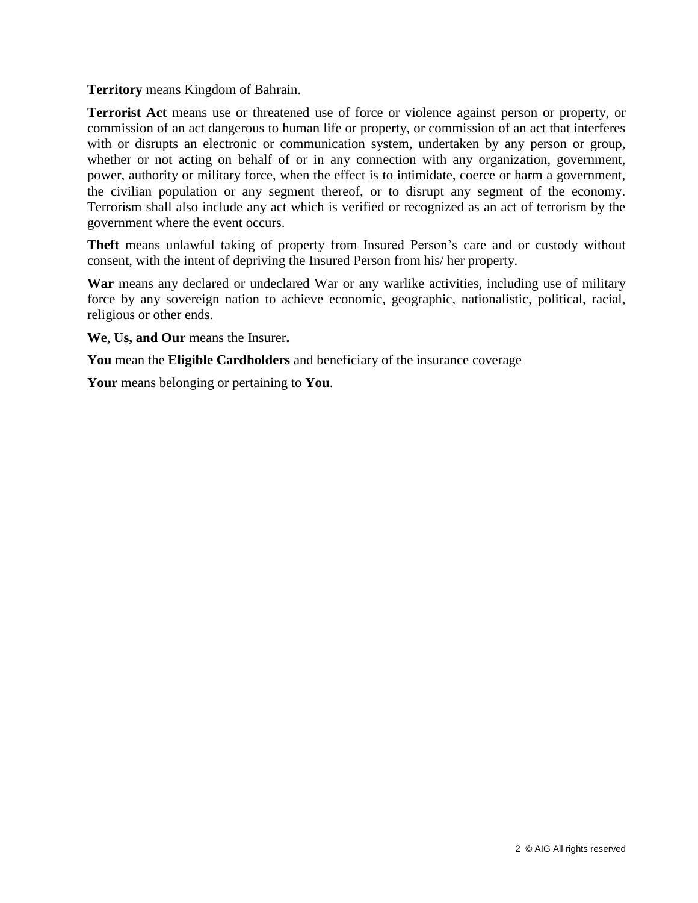**Territory** means Kingdom of Bahrain.

**Terrorist Act** means use or threatened use of force or violence against person or property, or commission of an act dangerous to human life or property, or commission of an act that interferes with or disrupts an electronic or communication system, undertaken by any person or group, whether or not acting on behalf of or in any connection with any organization, government, power, authority or military force, when the effect is to intimidate, coerce or harm a government, the civilian population or any segment thereof, or to disrupt any segment of the economy. Terrorism shall also include any act which is verified or recognized as an act of terrorism by the government where the event occurs.

**Theft** means unlawful taking of property from Insured Person's care and or custody without consent, with the intent of depriving the Insured Person from his/ her property.

**War** means any declared or undeclared War or any warlike activities, including use of military force by any sovereign nation to achieve economic, geographic, nationalistic, political, racial, religious or other ends.

**We**, **Us, and Our** means the Insurer**.**

**You** mean the **Eligible Cardholders** and beneficiary of the insurance coverage

**Your** means belonging or pertaining to **You**.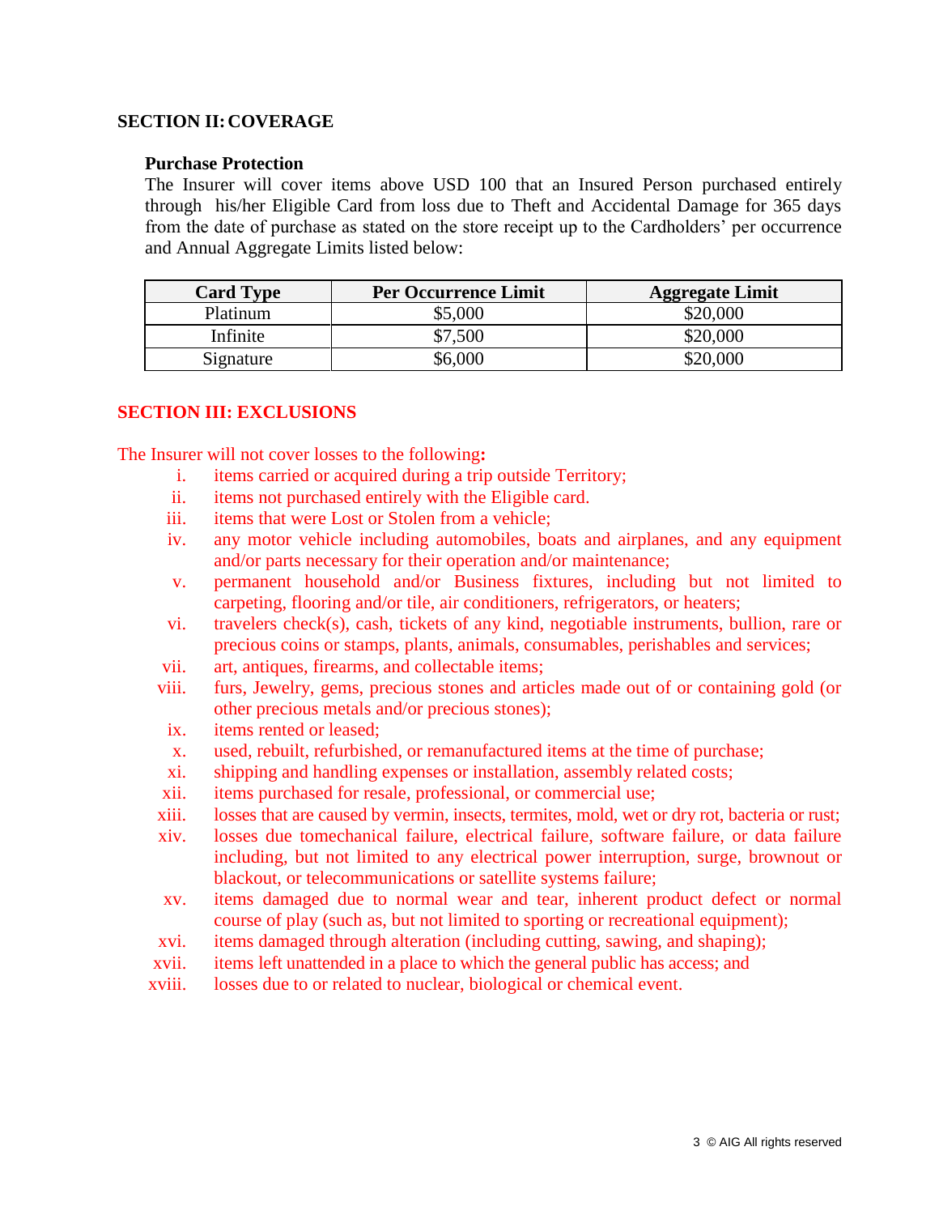## SECTION II: COVERAGE

### Purchase Protection

The Insurer will cover items above USD 100 that an Insured Person purchased entirely through his/her Eligible Card from loss due to Theft and Accidental Damage for 365 days from the date of purchase as stated on the store receipt up to the Cardholders' per occurrence and Annual Aggregate Limits listed below:

| Card Type | Per Occurrence Limit | Aggregate Limit |
|---|---|---|
| Platinum | $5,000 | $20,000 |
| Infinite | $7,500 | $20,000 |
| Signature | $6,000 | $20,000 |

## SECTION III: EXCLUSIONS

The Insurer will not cover losses to the following**:**

i. items carried or acquired during a trip outside Territory;
ii. items not purchased entirely with the Eligible card.
iii. items that were Lost or Stolen from a vehicle;
iv. any motor vehicle including automobiles, boats and airplanes, and any equipment and/or parts necessary for their operation and/or maintenance;
v. permanent household and/or Business fixtures, including but not limited to carpeting, flooring and/or tile, air conditioners, refrigerators, or heaters;
vi. travelers check(s), cash, tickets of any kind, negotiable instruments, bullion, rare or precious coins or stamps, plants, animals, consumables, perishables and services;
vii. art, antiques, firearms, and collectable items;
viii. furs, Jewelry, gems, precious stones and articles made out of or containing gold (or other precious metals and/or precious stones);
ix. items rented or leased;
x. used, rebuilt, refurbished, or remanufactured items at the time of purchase;
xi. shipping and handling expenses or installation, assembly related costs;
xii. items purchased for resale, professional, or commercial use;
xiii. losses that are caused by vermin, insects, termites, mold, wet or dry rot, bacteria or rust;
xiv. losses due tomechanical failure, electrical failure, software failure, or data failure including, but not limited to any electrical power interruption, surge, brownout or blackout, or telecommunications or satellite systems failure;
xv. items damaged due to normal wear and tear, inherent product defect or normal course of play (such as, but not limited to sporting or recreational equipment);
xvi. items damaged through alteration (including cutting, sawing, and shaping);
xvii. items left unattended in a place to which the general public has access; and
xviii. losses due to or related to nuclear, biological or chemical event.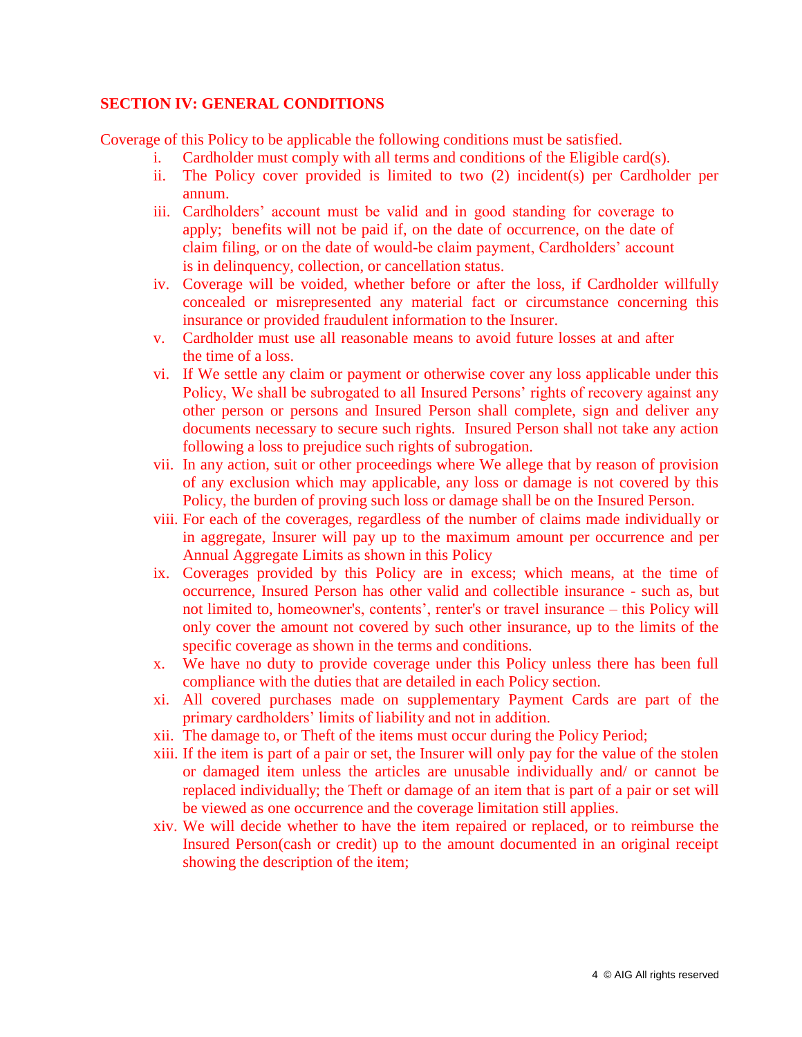## SECTION IV: GENERAL CONDITIONS

Coverage of this Policy to be applicable the following conditions must be satisfied.

i. Cardholder must comply with all terms and conditions of the Eligible card(s).
ii. The Policy cover provided is limited to two (2) incident(s) per Cardholder per annum.
iii. Cardholders' account must be valid and in good standing for coverage to apply; benefits will not be paid if, on the date of occurrence, on the date of claim filing, or on the date of would-be claim payment, Cardholders' account is in delinquency, collection, or cancellation status.
iv. Coverage will be voided, whether before or after the loss, if Cardholder willfully concealed or misrepresented any material fact or circumstance concerning this insurance or provided fraudulent information to the Insurer.
v. Cardholder must use all reasonable means to avoid future losses at and after the time of a loss.
vi. If We settle any claim or payment or otherwise cover any loss applicable under this Policy, We shall be subrogated to all Insured Persons' rights of recovery against any other person or persons and Insured Person shall complete, sign and deliver any documents necessary to secure such rights. Insured Person shall not take any action following a loss to prejudice such rights of subrogation.
vii. In any action, suit or other proceedings where We allege that by reason of provision of any exclusion which may applicable, any loss or damage is not covered by this Policy, the burden of proving such loss or damage shall be on the Insured Person.
viii. For each of the coverages, regardless of the number of claims made individually or in aggregate, Insurer will pay up to the maximum amount per occurrence and per Annual Aggregate Limits as shown in this Policy
ix. Coverages provided by this Policy are in excess; which means, at the time of occurrence, Insured Person has other valid and collectible insurance - such as, but not limited to, homeowner's, contents', renter's or travel insurance – this Policy will only cover the amount not covered by such other insurance, up to the limits of the specific coverage as shown in the terms and conditions.
x. We have no duty to provide coverage under this Policy unless there has been full compliance with the duties that are detailed in each Policy section.
xi. All covered purchases made on supplementary Payment Cards are part of the primary cardholders' limits of liability and not in addition.
xii. The damage to, or Theft of the items must occur during the Policy Period;
xiii. If the item is part of a pair or set, the Insurer will only pay for the value of the stolen or damaged item unless the articles are unusable individually and/ or cannot be replaced individually; the Theft or damage of an item that is part of a pair or set will be viewed as one occurrence and the coverage limitation still applies.
xiv. We will decide whether to have the item repaired or replaced, or to reimburse the Insured Person(cash or credit) up to the amount documented in an original receipt showing the description of the item;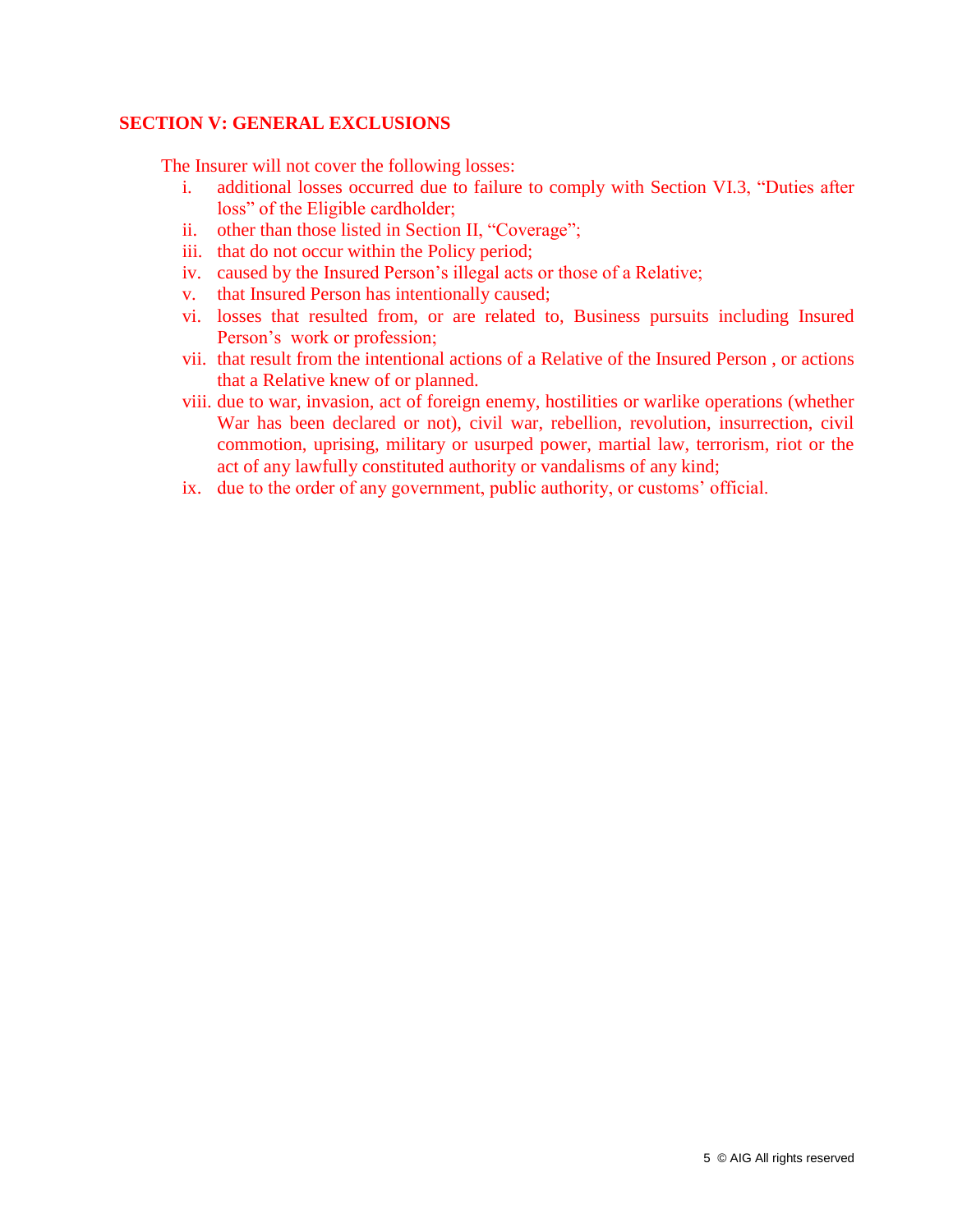## SECTION V: GENERAL EXCLUSIONS

The Insurer will not cover the following losses:

i. additional losses occurred due to failure to comply with Section VI.3, "Duties after loss" of the Eligible cardholder;
ii. other than those listed in Section II, "Coverage";
iii. that do not occur within the Policy period;
iv. caused by the Insured Person's illegal acts or those of a Relative;
v. that Insured Person has intentionally caused;
vi. losses that resulted from, or are related to, Business pursuits including Insured Person's work or profession;
vii. that result from the intentional actions of a Relative of the Insured Person , or actions that a Relative knew of or planned.
viii. due to war, invasion, act of foreign enemy, hostilities or warlike operations (whether War has been declared or not), civil war, rebellion, revolution, insurrection, civil commotion, uprising, military or usurped power, martial law, terrorism, riot or the act of any lawfully constituted authority or vandalisms of any kind;
ix. due to the order of any government, public authority, or customs' official.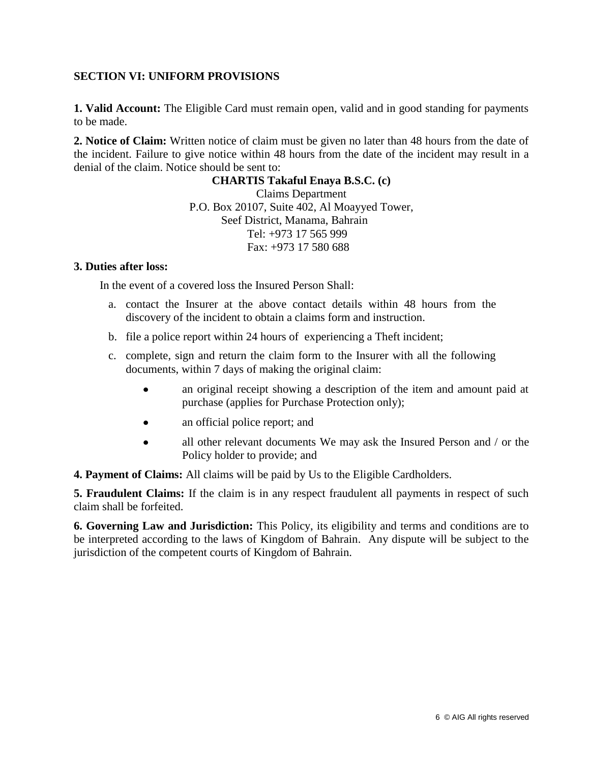## SECTION VI: UNIFORM PROVISIONS

**1. Valid Account:** The Eligible Card must remain open, valid and in good standing for payments to be made.

**2. Notice of Claim:** Written notice of claim must be given no later than 48 hours from the date of the incident. Failure to give notice within 48 hours from the date of the incident may result in a denial of the claim. Notice should be sent to:

**CHARTIS Takaful Enaya B.S.C. (c)**
Claims Department
P.O. Box 20107, Suite 402, Al Moayyed Tower,
Seef District, Manama, Bahrain
Tel: +973 17 565 999
Fax: +973 17 580 688

**3. Duties after loss:**

In the event of a covered loss the Insured Person Shall:

a. contact the Insurer at the above contact details within 48 hours from the discovery of the incident to obtain a claims form and instruction.

b. file a police report within 24 hours of experiencing a Theft incident;

c. complete, sign and return the claim form to the Insurer with all the following documents, within 7 days of making the original claim:

- an original receipt showing a description of the item and amount paid at purchase (applies for Purchase Protection only);
- an official police report; and
- all other relevant documents We may ask the Insured Person and / or the Policy holder to provide; and

**4. Payment of Claims:** All claims will be paid by Us to the Eligible Cardholders.

**5. Fraudulent Claims:** If the claim is in any respect fraudulent all payments in respect of such claim shall be forfeited.

**6. Governing Law and Jurisdiction:** This Policy, its eligibility and terms and conditions are to be interpreted according to the laws of Kingdom of Bahrain. Any dispute will be subject to the jurisdiction of the competent courts of Kingdom of Bahrain.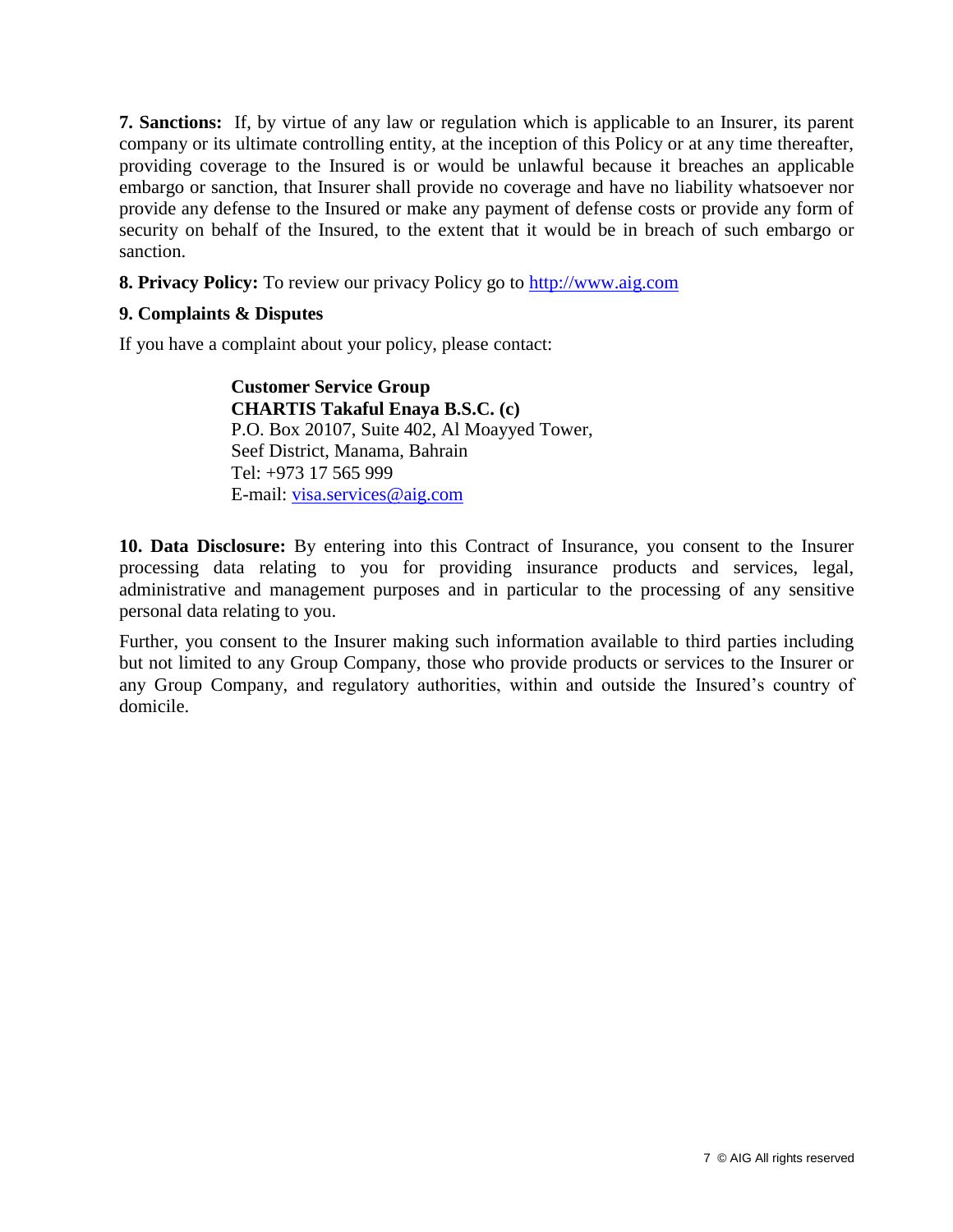**7. Sanctions:** If, by virtue of any law or regulation which is applicable to an Insurer, its parent company or its ultimate controlling entity, at the inception of this Policy or at any time thereafter, providing coverage to the Insured is or would be unlawful because it breaches an applicable embargo or sanction, that Insurer shall provide no coverage and have no liability whatsoever nor provide any defense to the Insured or make any payment of defense costs or provide any form of security on behalf of the Insured, to the extent that it would be in breach of such embargo or sanction.

**8. Privacy Policy:** To review our privacy Policy go to [http://www.aig.com](http://www.aig.com)

**9. Complaints & Disputes**

If you have a complaint about your policy, please contact:

> **Customer Service Group**
> **CHARTIS Takaful Enaya B.S.C. (c)**
> P.O. Box 20107, Suite 402, Al Moayyed Tower,
> Seef District, Manama, Bahrain
> Tel: +973 17 565 999
> E-mail: [visa.services@aig.com](mailto:visa.services@aig.com)

**10. Data Disclosure:** By entering into this Contract of Insurance, you consent to the Insurer processing data relating to you for providing insurance products and services, legal, administrative and management purposes and in particular to the processing of any sensitive personal data relating to you.

Further, you consent to the Insurer making such information available to third parties including but not limited to any Group Company, those who provide products or services to the Insurer or any Group Company, and regulatory authorities, within and outside the Insured's country of domicile.